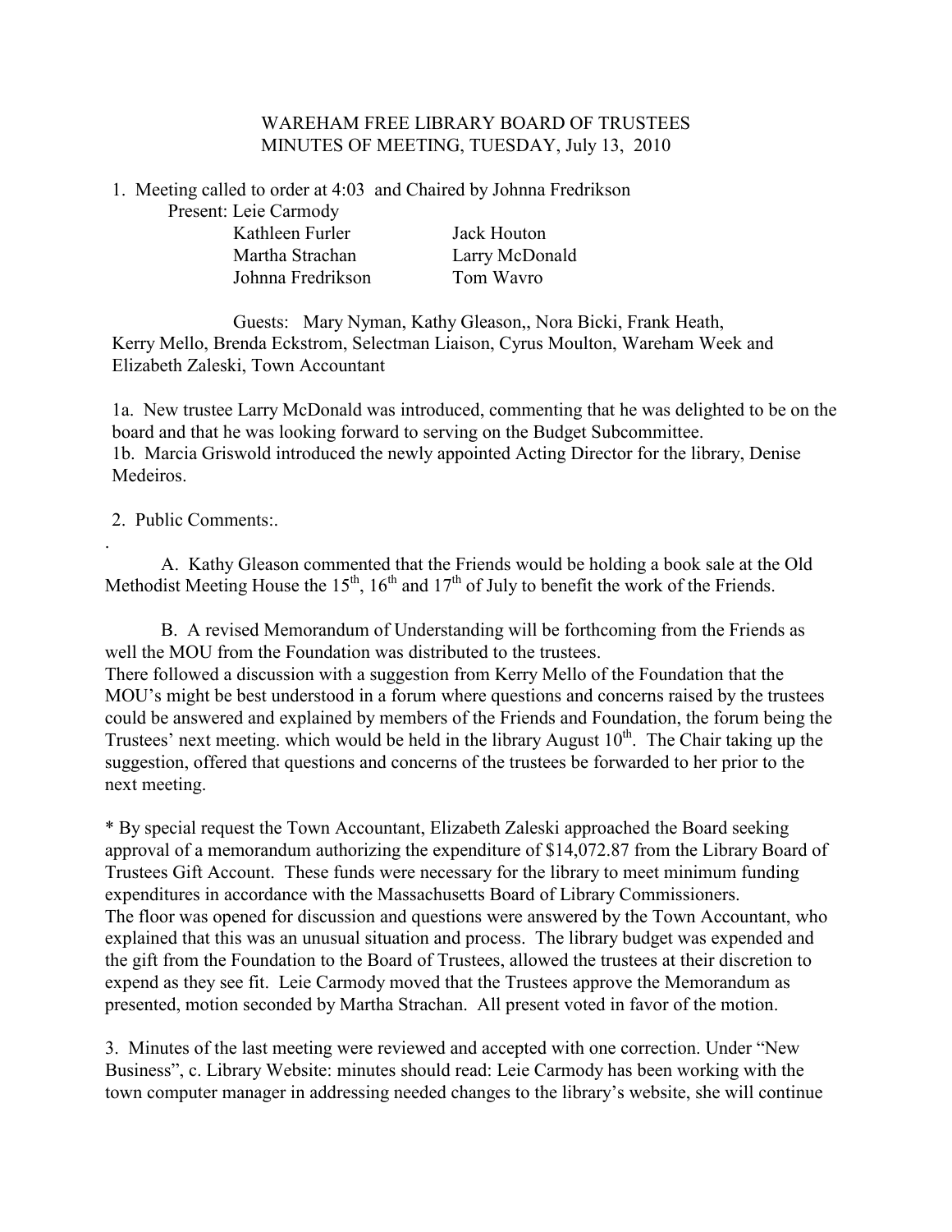# WAREHAM FREE LIBRARY BOARD OF TRUSTEES
## MINUTES OF MEETING, TUESDAY, July 13, 2010

1. Meeting called to order at 4:03 and Chaired by Johnna Fredrikson

   Present: Leie Carmody

   | | |
   |---|---|
   | Kathleen Furler | Jack Houton |
   | Martha Strachan | Larry McDonald |
   | Johnna Fredrikson | Tom Wavro |

   Guests: Mary Nyman, Kathy Gleason,, Nora Bicki, Frank Heath, Kerry Mello, Brenda Eckstrom, Selectman Liaison, Cyrus Moulton, Wareham Week and Elizabeth Zaleski, Town Accountant

1a. New trustee Larry McDonald was introduced, commenting that he was delighted to be on the board and that he was looking forward to serving on the Budget Subcommittee.

1b. Marcia Griswold introduced the newly appointed Acting Director for the library, Denise Medeiros.

2. Public Comments:.

.

A. Kathy Gleason commented that the Friends would be holding a book sale at the Old Methodist Meeting House the 15th, 16th and 17th of July to benefit the work of the Friends.

B. A revised Memorandum of Understanding will be forthcoming from the Friends as well the MOU from the Foundation was distributed to the trustees.
There followed a discussion with a suggestion from Kerry Mello of the Foundation that the MOU's might be best understood in a forum where questions and concerns raised by the trustees could be answered and explained by members of the Friends and Foundation, the forum being the Trustees' next meeting. which would be held in the library August 10th. The Chair taking up the suggestion, offered that questions and concerns of the trustees be forwarded to her prior to the next meeting.

* By special request the Town Accountant, Elizabeth Zaleski approached the Board seeking approval of a memorandum authorizing the expenditure of $14,072.87 from the Library Board of Trustees Gift Account. These funds were necessary for the library to meet minimum funding expenditures in accordance with the Massachusetts Board of Library Commissioners.
The floor was opened for discussion and questions were answered by the Town Accountant, who explained that this was an unusual situation and process. The library budget was expended and the gift from the Foundation to the Board of Trustees, allowed the trustees at their discretion to expend as they see fit. Leie Carmody moved that the Trustees approve the Memorandum as presented, motion seconded by Martha Strachan. All present voted in favor of the motion.

3. Minutes of the last meeting were reviewed and accepted with one correction. Under "New Business", c. Library Website: minutes should read: Leie Carmody has been working with the town computer manager in addressing needed changes to the library's website, she will continue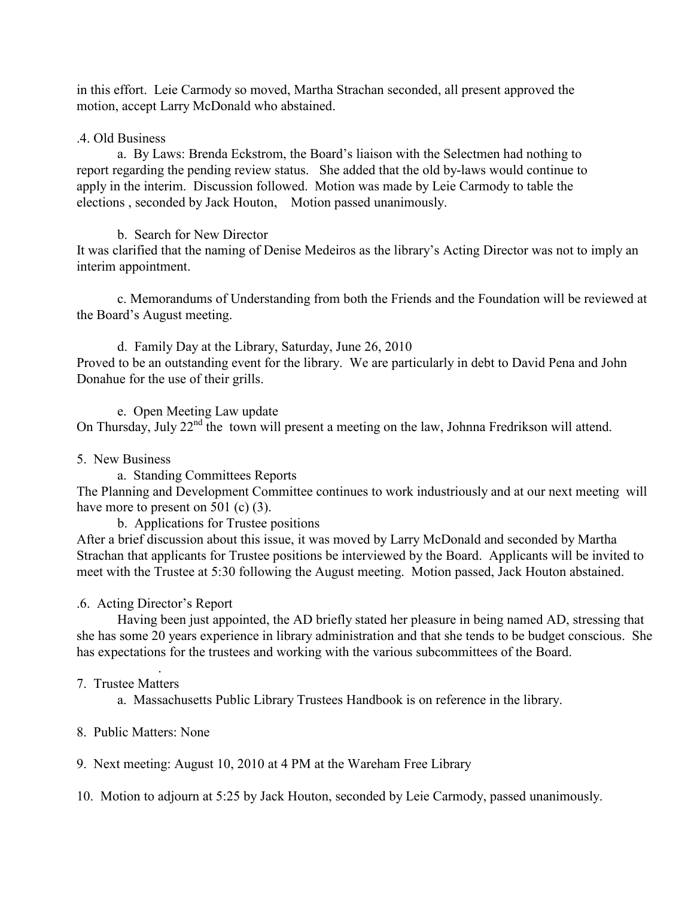in this effort. Leie Carmody so moved, Martha Strachan seconded, all present approved the motion, accept Larry McDonald who abstained.

.4. Old Business

a. By Laws: Brenda Eckstrom, the Board's liaison with the Selectmen had nothing to report regarding the pending review status. She added that the old by-laws would continue to apply in the interim. Discussion followed. Motion was made by Leie Carmody to table the elections , seconded by Jack Houton, Motion passed unanimously.

b. Search for New Director

It was clarified that the naming of Denise Medeiros as the library's Acting Director was not to imply an interim appointment.

c. Memorandums of Understanding from both the Friends and the Foundation will be reviewed at the Board's August meeting.

d. Family Day at the Library, Saturday, June 26, 2010

Proved to be an outstanding event for the library. We are particularly in debt to David Pena and John Donahue for the use of their grills.

e. Open Meeting Law update

On Thursday, July 22nd the town will present a meeting on the law, Johnna Fredrikson will attend.

5. New Business

a. Standing Committees Reports

The Planning and Development Committee continues to work industriously and at our next meeting will have more to present on 501 (c) (3).

b. Applications for Trustee positions

After a brief discussion about this issue, it was moved by Larry McDonald and seconded by Martha Strachan that applicants for Trustee positions be interviewed by the Board. Applicants will be invited to meet with the Trustee at 5:30 following the August meeting. Motion passed, Jack Houton abstained.

.6. Acting Director's Report

Having been just appointed, the AD briefly stated her pleasure in being named AD, stressing that she has some 20 years experience in library administration and that she tends to be budget conscious. She has expectations for the trustees and working with the various subcommittees of the Board.

7. Trustee Matters

a. Massachusetts Public Library Trustees Handbook is on reference in the library.

8. Public Matters: None

9. Next meeting: August 10, 2010 at 4 PM at the Wareham Free Library

10. Motion to adjourn at 5:25 by Jack Houton, seconded by Leie Carmody, passed unanimously.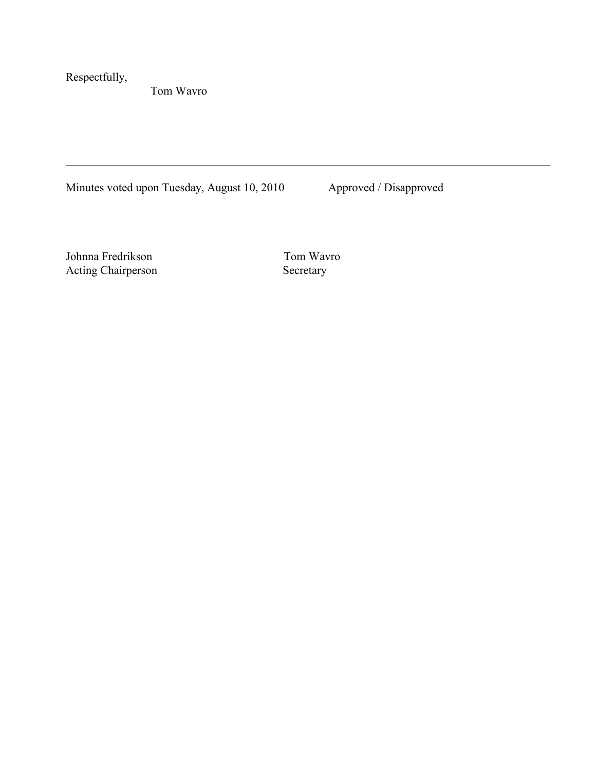Respectfully,

Tom Wavro

---

Minutes voted upon Tuesday, August 10, 2010 Approved / Disapproved

Johnna Fredrikson
Acting Chairperson

Tom Wavro
Secretary